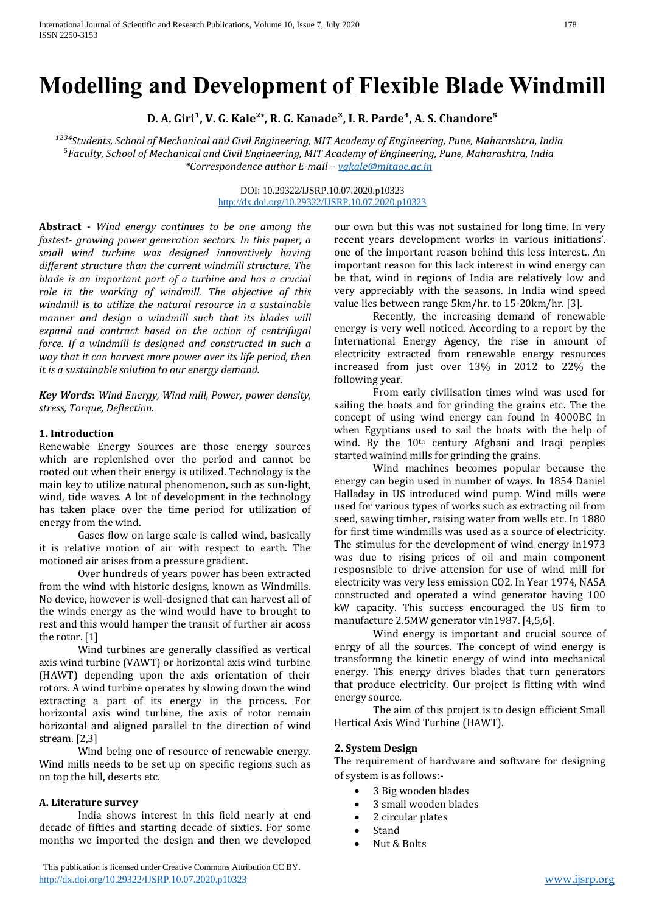# Modelling and Development of Flexible Blade Windmill

**D. A. Giri[1], V. G. Kale[2*], R. G. Kanade[3], I. R. Parde[4], A. S. Chandore[5]**

*[1234]Students, School of Mechanical and Civil Engineering, MIT Academy of Engineering, Pune, Maharashtra, India*
*[5]Faculty, School of Mechanical and Civil Engineering, MIT Academy of Engineering, Pune, Maharashtra, India*
*\*Correspondence author E-mail – vgkale@mitaoe.ac.in*

DOI: 10.29322/IJSRP.10.07.2020.p10323
http://dx.doi.org/10.29322/IJSRP.10.07.2020.p10323

**Abstract -** *Wind energy continues to be one among the fastest- growing power generation sectors. In this paper, a small wind turbine was designed innovatively having different structure than the current windmill structure. The blade is an important part of a turbine and has a crucial role in the working of windmill. The objective of this windmill is to utilize the natural resource in a sustainable manner and design a windmill such that its blades will expand and contract based on the action of centrifugal force. If a windmill is designed and constructed in such a way that it can harvest more power over its life period, then it is a sustainable solution to our energy demand.*

***Key Words*: *Wind Energy, Wind mill, Power, power density, stress, Torque, Deflection.***

### 1. Introduction

Renewable Energy Sources are those energy sources which are replenished over the period and cannot be rooted out when their energy is utilized. Technology is the main key to utilize natural phenomenon, such as sun-light, wind, tide waves. A lot of development in the technology has taken place over the time period for utilization of energy from the wind.

Gases flow on large scale is called wind, basically it is relative motion of air with respect to earth. The motioned air arises from a pressure gradient.

Over hundreds of years power has been extracted from the wind with historic designs, known as Windmills. No device, however is well-designed that can harvest all of the winds energy as the wind would have to brought to rest and this would hamper the transit of further air acoss the rotor. [1]

Wind turbines are generally classified as vertical axis wind turbine (VAWT) or horizontal axis wind turbine (HAWT) depending upon the axis orientation of their rotors. A wind turbine operates by slowing down the wind extracting a part of its energy in the process. For horizontal axis wind turbine, the axis of rotor remain horizontal and aligned parallel to the direction of wind stream. [2,3]

Wind being one of resource of renewable energy. Wind mills needs to be set up on specific regions such as on top the hill, deserts etc.

### A. Literature survey

India shows interest in this field nearly at end decade of fifties and starting decade of sixties. For some months we imported the design and then we developed our own but this was not sustained for long time. In very recent years development works in various initiations'. one of the important reason behind this less interest.. An important reason for this lack interest in wind energy can be that, wind in regions of India are relatively low and very appreciably with the seasons. In India wind speed value lies between range 5km/hr. to 15-20km/hr. [3].

Recently, the increasing demand of renewable energy is very well noticed. According to a report by the International Energy Agency, the rise in amount of electricity extracted from renewable energy resources increased from just over 13% in 2012 to 22% the following year.

From early civilisation times wind was used for sailing the boats and for grinding the grains etc. The the concept of using wind energy can found in 4000BC in when Egyptians used to sail the boats with the help of wind. By the 10th century Afghani and Iraqi peoples started wainind mills for grinding the grains.

Wind machines becomes popular because the energy can begin used in number of ways. In 1854 Daniel Halladay in US introduced wind pump. Wind mills were used for various types of works such as extracting oil from seed, sawing timber, raising water from wells etc. In 1880 for first time windmills was used as a source of electricity. The stimulus for the development of wind energy in1973 was due to rising prices of oil and main component resposnsible to drive attension for use of wind mill for electricity was very less emission CO2. In Year 1974, NASA constructed and operated a wind generator having 100 kW capacity. This success encouraged the US firm to manufacture 2.5MW generator vin1987. [4,5,6].

Wind energy is important and crucial source of enrgy of all the sources. The concept of wind energy is transformng the kinetic energy of wind into mechanical energy. This energy drives blades that turn generators that produce electricity. Our project is fitting with wind energy source.

The aim of this project is to design efficient Small Hertical Axis Wind Turbine (HAWT).

### 2. System Design

The requirement of hardware and software for designing of system is as follows:-

- 3 Big wooden blades
- 3 small wooden blades
- 2 circular plates
- Stand
- Nut & Bolts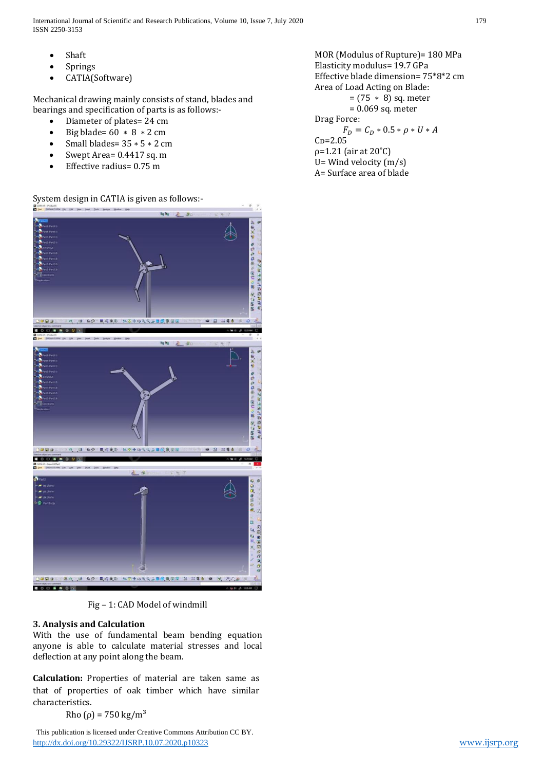- Shaft
- Springs
- CATIA(Software)

Mechanical drawing mainly consists of stand, blades and bearings and specification of parts is as follows:-

- Diameter of plates= 24 cm
- Big blade= 60 $*$ 8 $*$ 2 cm
- Small blades= 35 $*$ 5 $*$ 2 cm
- Swept Area= 0.4417 sq. m
- Effective radius= 0.75 m

System design in CATIA is given as follows:-

Fig – 1: CAD Model of windmill

### 3. Analysis and Calculation

With the use of fundamental beam bending equation anyone is able to calculate material stresses and local deflection at any point along the beam.

**Calculation:** Properties of material are taken same as that of properties of oak timber which have similar characteristics.

Rho (ρ) = 750 kg/m$^3$

MOR (Modulus of Rupture)= 180 MPa
Elasticity modulus= 19.7 GPa
Effective blade dimension= 75*8*2 cm
Area of Load Acting on Blade:

= (75 $*$ 8) sq. meter
= 0.069 sq. meter

Drag Force:

$$F_D = C_D * 0.5 * \rho * U * A$$

$C_D$=2.05
ρ=1.21 (air at 20˚C)
U= Wind velocity (m/s)
A= Surface area of blade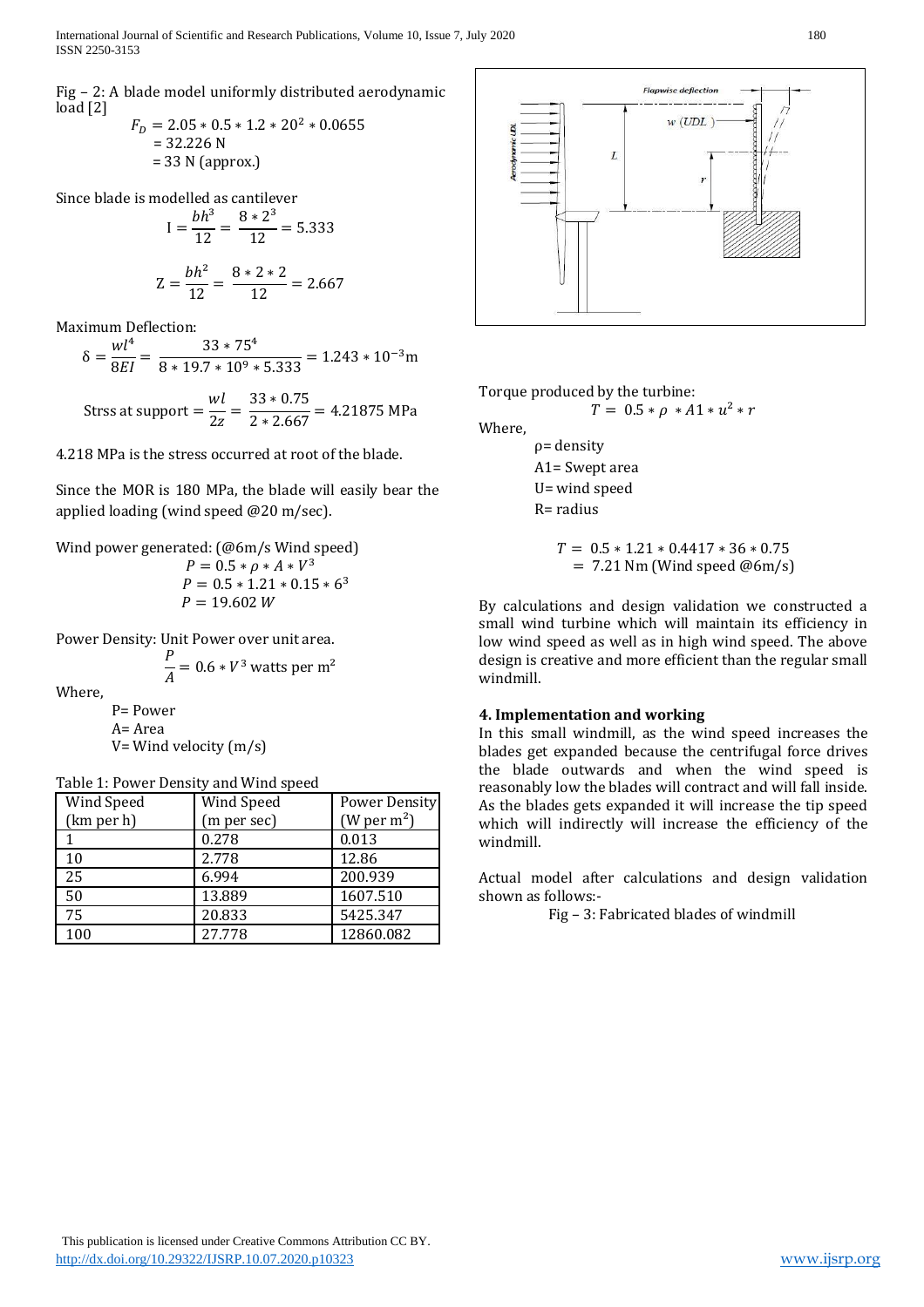Fig – 2: A blade model uniformly distributed aerodynamic load [2]

$$F_D = 2.05 * 0.5 * 1.2 * 20^2 * 0.0655$$
$$= 32.226 \text{ N}$$
$$= 33 \text{ N (approx.)}$$

Since blade is modelled as cantilever

$$\text{I} = \frac{bh^3}{12} = \frac{8 * 2^3}{12} = 5.333$$

$$\text{Z} = \frac{bh^2}{12} = \frac{8 * 2 * 2}{12} = 2.667$$

Maximum Deflection:

$$\delta = \frac{wl^4}{8EI} = \frac{33 * 75^4}{8 * 19.7 * 10^9 * 5.333} = 1.243 * 10^{-3}\text{m}$$

$$\text{Strss at support} = \frac{wl}{2z} = \frac{33 * 0.75}{2 * 2.667} = 4.21875 \text{ MPa}$$

4.218 MPa is the stress occurred at root of the blade.

Since the MOR is 180 MPa, the blade will easily bear the applied loading (wind speed @20 m/sec).

Wind power generated: (@6m/s Wind speed)

$$P = 0.5 * \rho * A * V^3$$
$$P = 0.5 * 1.21 * 0.15 * 6^3$$
$$P = 19.602\ W$$

Power Density: Unit Power over unit area.

$$\frac{P}{A} = 0.6 * V^3 \text{ watts per m}^2$$

Where,

P= Power
A= Area
V= Wind velocity (m/s)

Table 1: Power Density and Wind speed

| Wind Speed (km per h) | Wind Speed (m per sec) | Power Density (W per $m^2$) |
|---|---|---|
| 1 | 0.278 | 0.013 |
| 10 | 2.778 | 12.86 |
| 25 | 6.994 | 200.939 |
| 50 | 13.889 | 1607.510 |
| 75 | 20.833 | 5425.347 |
| 100 | 27.778 | 12860.082 |

Flapwise deflection
w (UDL)
L
r
Aerodynamic UDL

Torque produced by the turbine:

$$T = 0.5 * \rho * A1 * u^2 * r$$

Where,

ρ= density
A1= Swept area
U= wind speed
R= radius

$$T = 0.5 * 1.21 * 0.4417 * 36 * 0.75$$
$$= 7.21 \text{ Nm (Wind speed @6m/s)}$$

By calculations and design validation we constructed a small wind turbine which will maintain its efficiency in low wind speed as well as in high wind speed. The above design is creative and more efficient than the regular small windmill.

### 4. Implementation and working

In this small windmill, as the wind speed increases the blades get expanded because the centrifugal force drives the blade outwards and when the wind speed is reasonably low the blades will contract and will fall inside. As the blades gets expanded it will increase the tip speed which will indirectly will increase the efficiency of the windmill.

Actual model after calculations and design validation shown as follows:-

Fig – 3: Fabricated blades of windmill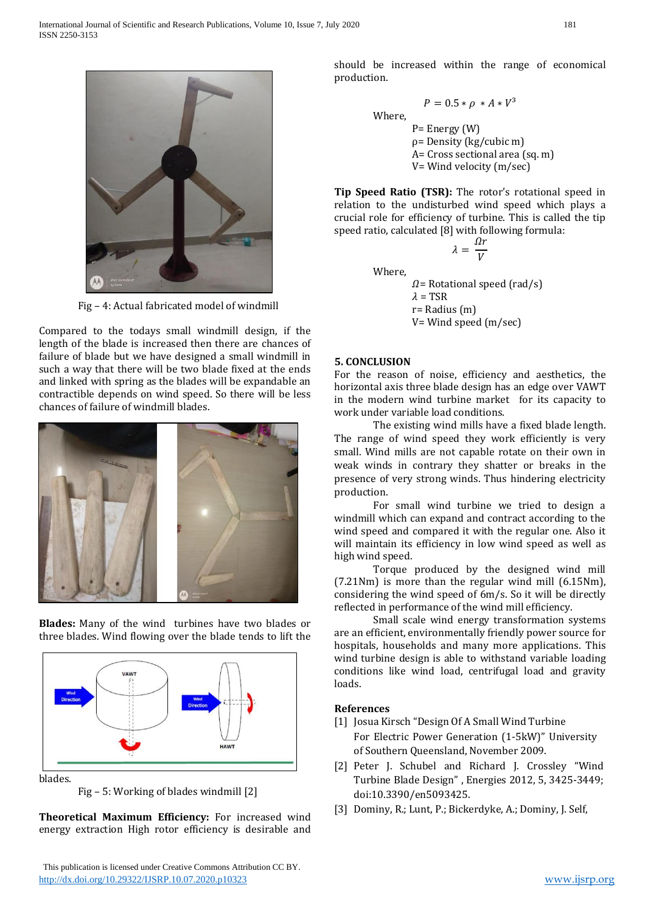Fig – 4: Actual fabricated model of windmill

Compared to the todays small windmill design, if the length of the blade is increased then there are chances of failure of blade but we have designed a small windmill in such a way that there will be two blade fixed at the ends and linked with spring as the blades will be expandable an contractible depends on wind speed. So there will be less chances of failure of windmill blades.

**Blades:** Many of the wind turbines have two blades or three blades. Wind flowing over the blade tends to lift the blades.

VAWT

Wind Direction

Wind Direction

HAWT

Fig – 5: Working of blades windmill [2]

**Theoretical Maximum Efficiency:** For increased wind energy extraction High rotor efficiency is desirable and should be increased within the range of economical production.

$$P = 0.5 * \rho * A * V^3$$

Where,

P= Energy (W)
ρ= Density (kg/cubic m)
A= Cross sectional area (sq. m)
V= Wind velocity (m/sec)

**Tip Speed Ratio (TSR):** The rotor's rotational speed in relation to the undisturbed wind speed which plays a crucial role for efficiency of turbine. This is called the tip speed ratio, calculated [8] with following formula:

$$\lambda = \frac{\Omega r}{V}$$

Where,

Ω= Rotational speed (rad/s)
λ = TSR
r= Radius (m)
V= Wind speed (m/sec)

## 5. CONCLUSION

For the reason of noise, efficiency and aesthetics, the horizontal axis three blade design has an edge over VAWT in the modern wind turbine market for its capacity to work under variable load conditions.

The existing wind mills have a fixed blade length. The range of wind speed they work efficiently is very small. Wind mills are not capable rotate on their own in weak winds in contrary they shatter or breaks in the presence of very strong winds. Thus hindering electricity production.

For small wind turbine we tried to design a windmill which can expand and contract according to the wind speed and compared it with the regular one. Also it will maintain its efficiency in low wind speed as well as high wind speed.

Torque produced by the designed wind mill (7.21Nm) is more than the regular wind mill (6.15Nm), considering the wind speed of 6m/s. So it will be directly reflected in performance of the wind mill efficiency.

Small scale wind energy transformation systems are an efficient, environmentally friendly power source for hospitals, households and many more applications. This wind turbine design is able to withstand variable loading conditions like wind load, centrifugal load and gravity loads.

## References

[1] Josua Kirsch "Design Of A Small Wind Turbine For Electric Power Generation (1-5kW)" University of Southern Queensland, November 2009.

[2] Peter J. Schubel and Richard J. Crossley "Wind Turbine Blade Design" , Energies 2012, 5, 3425-3449; doi:10.3390/en5093425.

[3] Dominy, R.; Lunt, P.; Bickerdyke, A.; Dominy, J. Self,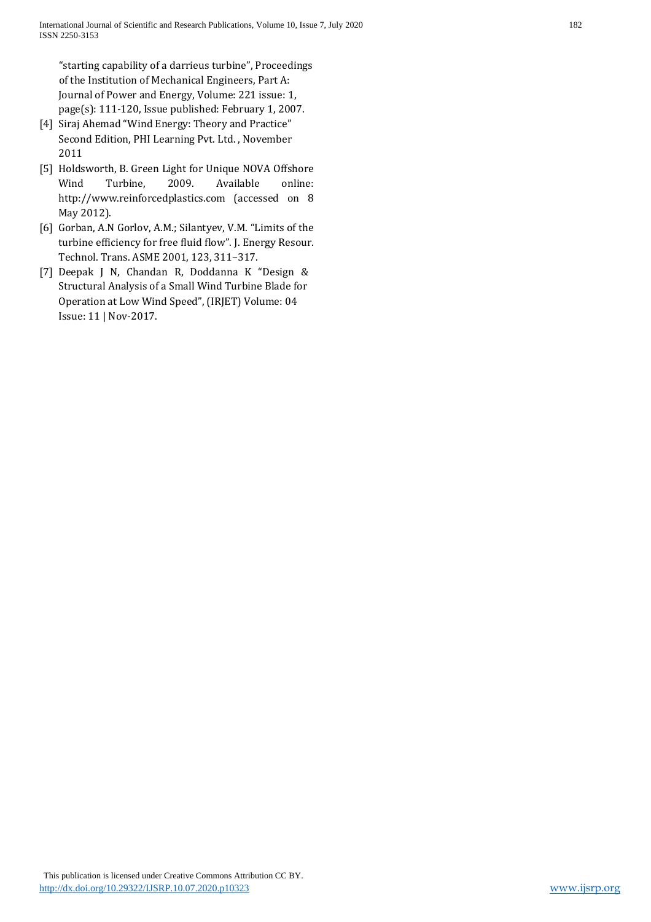"starting capability of a darrieus turbine", Proceedings of the Institution of Mechanical Engineers, Part A: Journal of Power and Energy, Volume: 221 issue: 1, page(s): 111-120, Issue published: February 1, 2007.

[4] Siraj Ahemad "Wind Energy: Theory and Practice" Second Edition, PHI Learning Pvt. Ltd. , November 2011

[5] Holdsworth, B. Green Light for Unique NOVA Offshore Wind Turbine, 2009. Available online: http://www.reinforcedplastics.com (accessed on 8 May 2012).

[6] Gorban, A.N Gorlov, A.M.; Silantyev, V.M. "Limits of the turbine efficiency for free fluid flow". J. Energy Resour. Technol. Trans. ASME 2001, 123, 311–317.

[7] Deepak J N, Chandan R, Doddanna K "Design & Structural Analysis of a Small Wind Turbine Blade for Operation at Low Wind Speed", (IRJET) Volume: 04 Issue: 11 | Nov-2017.